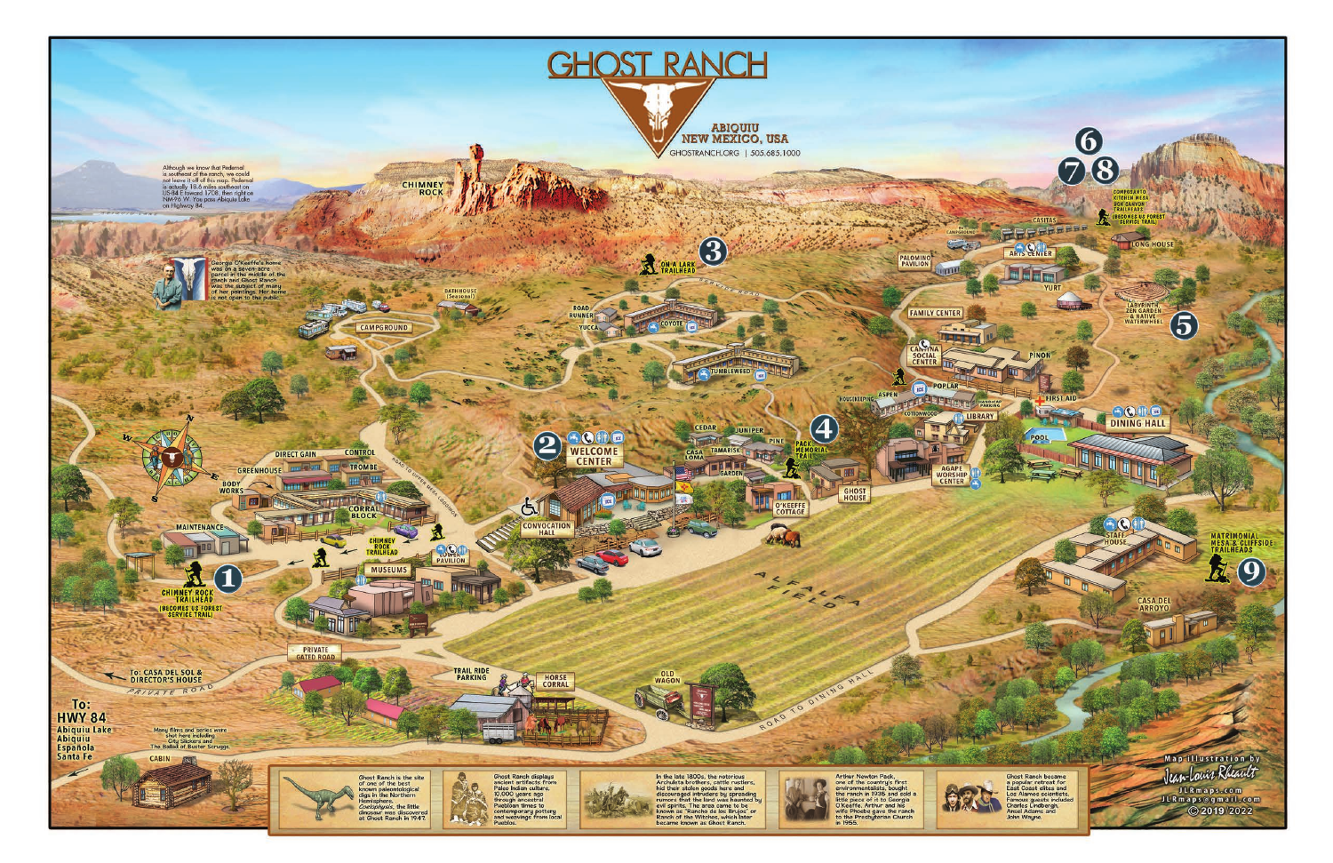# GHOST RANCH

ABIQUIU NEW MEXICO, USA

GHOSTRANCH.ORG | 505.685.1000

Although we know that Pedernal is southeast of the ranch, we could not leave it off of this map. Pedernal is actually 18.6 miles southeast on US-84 E toward 1708, then right on NM-96 W. You pass Abiquiu Lake on Highway 84.

Georgia O'Keeffe's home was on a seven-acre parcel in the middle of the ranch and Ghost Ranch was the subject of many of her paintings. Her home is not open to the public.

CHIMNEY ROCK

1 CHIMNEY ROCK TRAILHEAD (BECOMES US FOREST SERVICE TRAIL)

2 WELCOME CENTER

3 ON-A-LARK TRAILHEAD

4 PACK MEMORIAL TRAIL

5 LABYRINTH, ZEN GARDEN & NATIVE WATERWHEEL

6 7 8 CORPORATIO KITCHEN MESA BOX CANYON TRAILHEADS (BECOMES US FOREST SERVICE TRAIL)

9 MATRIMONIAL MESA & CLIFFSIDE TRAILHEADS

CAMPGROUND · BATHHOUSE (Seasonal) · ROAD RUNNER · YUCCA · COYOTE · TUMBLEWEED · SERVICE ROAD · PALOMINO PAVILION · CASITAS · ARTS CENTER · LONG HOUSE · YURT · FAMILY CENTER · CANTINA SOCIAL CENTER · PINON · HOUSEKEEPING · ASPEN · POPLAR · COTTONWOOD · LIBRARY · FIRST AID · POOL · DINING HALL · AGAPE WORSHIP CENTER · GHOST HOUSE · O'KEEFFE COTTAGE · CEDAR · JUNIPER · PINE · TAMARISK · CASA LOMA · GARDEN · CONVOCATION HALL · LOWER PAVILION · MUSEUMS · CHIMNEY ROCK TRAILHEAD · CORRAL BLOCK · TROMBE · CONTROL · DIRECT GAIN · GREENHOUSE · BODY WORKS · MAINTENANCE · ROAD TO UPPER MESA LOOKOUT · ALFALFA FIELD · STAFF HOUSE · CASA DEL ARROYO · PRIVATE GATED ROAD · TRAIL RIDE PARKING · HORSE CORRAL · OLD WAGON · ROAD TO DINING HALL · PRIVATE ROAD · CABIN

To: CASA DEL SOL & DIRECTOR'S HOUSE

To: HWY 84 Abiquiu Lake Abiquiu Española Santa Fe

Many films and series were shot here including City Slickers and The Ballad of Buster Scruggs.

Ghost Ranch is the site of one of the best known paleontological digs in the Northern Hemisphere. *Coelophysis*, the little dinosaur was discovered at Ghost Ranch in 1947.

Ghost Ranch displays ancient artifacts from Paleo Indian culture, 10,000 years ago through ancestral Puebloan times to contemporary pottery and weavings from local Pueblos.

In the late 1800s, the notorious Archuleta brothers, cattle rustlers, hid their stolen goods here and discouraged intruders by spreading rumors that the land was haunted by evil spirits. The area came to be known as "Rancho de los Brujos" or Ranch of the Witches, which later became known as Ghost Ranch.

Arthur Newton Pack, one of the country's first environmentalists, bought the ranch in 1936 and sold a little piece of it to Georgia O'Keeffe. Arthur and his wife Phoebe gave the ranch to the Presbyterian Church in 1955.

Ghost Ranch became a popular retreat for East Coast elites and Los Alamos scientists. Famous guests included Charles Lindbergh, Ansel Adams and John Wayne.

Map illustration by Jean-Louis Rheault
JLRmaps.com
JLRmaps@gmail.com
© 2019 2022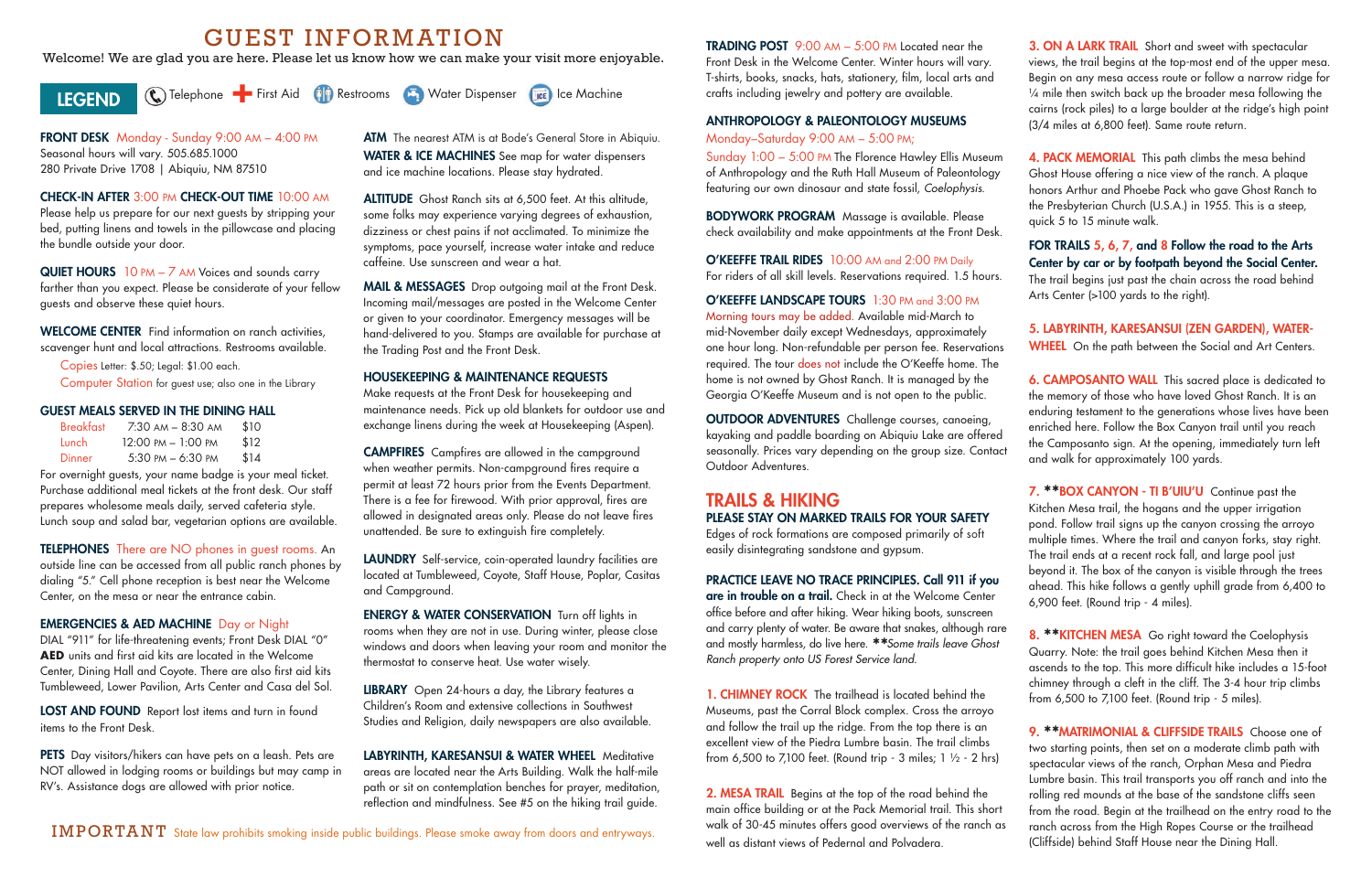# GUEST INFORMATION

Welcome! We are glad you are here. Please let us know how we can make your visit more enjoyable.

**LEGEND** Telephone · First Aid · Restrooms · Water Dispenser · Ice Machine

**FRONT DESK** Monday - Sunday 9:00 AM – 4:00 PM
Seasonal hours will vary. 505.685.1000
280 Private Drive 1708 | Abiquiu, NM 87510

**CHECK-IN AFTER** 3:00 PM **CHECK-OUT TIME** 10:00 AM
Please help us prepare for our next guests by stripping your bed, putting linens and towels in the pillowcase and placing the bundle outside your door.

**QUIET HOURS** 10 PM – 7 AM Voices and sounds carry farther than you expect. Please be considerate of your fellow guests and observe these quiet hours.

**WELCOME CENTER** Find information on ranch activities, scavenger hunt and local attractions. Restrooms available.

Copies Letter: $.50; Legal: $1.00 each.
Computer Station for guest use; also one in the Library

**GUEST MEALS SERVED IN THE DINING HALL**

| | | |
|---|---|---|
| Breakfast | 7:30 AM – 8:30 AM | $10 |
| Lunch | 12:00 PM – 1:00 PM | $12 |
| Dinner | 5:30 PM – 6:30 PM | $14 |

For overnight guests, your name badge is your meal ticket. Purchase additional meal tickets at the front desk. Our staff prepares wholesome meals daily, served cafeteria style. Lunch soup and salad bar, vegetarian options are available.

**TELEPHONES** There are NO phones in guest rooms. An outside line can be accessed from all public ranch phones by dialing "5." Cell phone reception is best near the Welcome Center, on the mesa or near the entrance cabin.

**EMERGENCIES & AED MACHINE** Day or Night
DIAL "911" for life-threatening events; Front Desk DIAL "0"
**AED** units and first aid kits are located in the Welcome Center, Dining Hall and Coyote. There are also first aid kits Tumbleweed, Lower Pavilion, Arts Center and Casa del Sol.

**LOST AND FOUND** Report lost items and turn in found items to the Front Desk.

**PETS** Day visitors/hikers can have pets on a leash. Pets are NOT allowed in lodging rooms or buildings but may camp in RV's. Assistance dogs are allowed with prior notice.

**ATM** The nearest ATM is at Bode's General Store in Abiquiu.

**WATER & ICE MACHINES** See map for water dispensers and ice machine locations. Please stay hydrated.

**ALTITUDE** Ghost Ranch sits at 6,500 feet. At this altitude, some folks may experience varying degrees of exhaustion, dizziness or chest pains if not acclimated. To minimize the symptoms, pace yourself, increase water intake and reduce caffeine. Use sunscreen and wear a hat.

**MAIL & MESSAGES** Drop outgoing mail at the Front Desk. Incoming mail/messages are posted in the Welcome Center or given to your coordinator. Emergency messages will be hand-delivered to you. Stamps are available for purchase at the Trading Post and the Front Desk.

**HOUSEKEEPING & MAINTENANCE REQUESTS**
Make requests at the Front Desk for housekeeping and maintenance needs. Pick up old blankets for outdoor use and exchange linens during the week at Housekeeping (Aspen).

**CAMPFIRES** Campfires are allowed in the campground when weather permits. Non-campground fires require a permit at least 72 hours prior from the Events Department. There is a fee for firewood. With prior approval, fires are allowed in designated areas only. Please do not leave fires unattended. Be sure to extinguish fire completely.

**LAUNDRY** Self-service, coin-operated laundry facilities are located at Tumbleweed, Coyote, Staff House, Poplar, Casitas and Campground.

**ENERGY & WATER CONSERVATION** Turn off lights in rooms when they are not in use. During winter, please close windows and doors when leaving your room and monitor the thermostat to conserve heat. Use water wisely.

**LIBRARY** Open 24-hours a day, the Library features a Children's Room and extensive collections in Southwest Studies and Religion, daily newspapers are also available.

**LABYRINTH, KARESANSUI & WATER WHEEL** Meditative areas are located near the Arts Building. Walk the half-mile path or sit on contemplation benches for prayer, meditation, reflection and mindfulness. See #5 on the hiking trail guide.

**TRADING POST** 9:00 AM – 5:00 PM Located near the Front Desk in the Welcome Center. Winter hours will vary. T-shirts, books, snacks, hats, stationery, film, local arts and crafts including jewelry and pottery are available.

**ANTHROPOLOGY & PALEONTOLOGY MUSEUMS**
Monday–Saturday 9:00 AM – 5:00 PM;
Sunday 1:00 – 5:00 PM The Florence Hawley Ellis Museum of Anthropology and the Ruth Hall Museum of Paleontology featuring our own dinosaur and state fossil, *Coelophysis*.

**BODYWORK PROGRAM** Massage is available. Please check availability and make appointments at the Front Desk.

**O'KEEFFE TRAIL RIDES** 10:00 AM and 2:00 PM Daily
For riders of all skill levels. Reservations required. 1.5 hours.

**O'KEEFFE LANDSCAPE TOURS** 1:30 PM and 3:00 PM
Morning tours may be added. Available mid-March to mid-November daily except Wednesdays, approximately one hour long. Non-refundable per person fee. Reservations required. The tour does not include the O'Keeffe home. The home is not owned by Ghost Ranch. It is managed by the Georgia O'Keeffe Museum and is not open to the public.

**OUTDOOR ADVENTURES** Challenge courses, canoeing, kayaking and paddle boarding on Abiquiu Lake are offered seasonally. Prices vary depending on the group size. Contact Outdoor Adventures.

## TRAILS & HIKING

**PLEASE STAY ON MARKED TRAILS FOR YOUR SAFETY**
Edges of rock formations are composed primarily of soft easily disintegrating sandstone and gypsum.

**PRACTICE LEAVE NO TRACE PRINCIPLES. Call 911 if you are in trouble on a trail.** Check in at the Welcome Center office before and after hiking. Wear hiking boots, sunscreen and carry plenty of water. Be aware that snakes, although rare and mostly harmless, do live here. ***\*\*Some trails leave Ghost Ranch property onto US Forest Service land.***

**1. CHIMNEY ROCK** The trailhead is located behind the Museums, past the Corral Block complex. Cross the arroyo and follow the trail up the ridge. From the top there is an excellent view of the Piedra Lumbre basin. The trail climbs from 6,500 to 7,100 feet. (Round trip - 3 miles; 1 ½ - 2 hrs)

**2. MESA TRAIL** Begins at the top of the road behind the main office building or at the Pack Memorial trail. This short walk of 30-45 minutes offers good overviews of the ranch as well as distant views of Pedernal and Polvadera.

**3. ON A LARK TRAIL** Short and sweet with spectacular views, the trail begins at the top-most end of the upper mesa. Begin on any mesa access route or follow a narrow ridge for ¼ mile then switch back up the broader mesa following the cairns (rock piles) to a large boulder at the ridge's high point (3/4 miles at 6,800 feet). Same route return.

**4. PACK MEMORIAL** This path climbs the mesa behind Ghost House offering a nice view of the ranch. A plaque honors Arthur and Phoebe Pack who gave Ghost Ranch to the Presbyterian Church (U.S.A.) in 1955. This is a steep, quick 5 to 15 minute walk.

**FOR TRAILS 5, 6, 7, and 8 Follow the road to the Arts Center by car or by footpath beyond the Social Center.** The trail begins just past the chain across the road behind Arts Center (>100 yards to the right).

**5. LABYRINTH, KARESANSUI (ZEN GARDEN), WATER-WHEEL** On the path between the Social and Art Centers.

**6. CAMPOSANTO WALL** This sacred place is dedicated to the memory of those who have loved Ghost Ranch. It is an enduring testament to the generations whose lives have been enriched here. Follow the Box Canyon trail until you reach the Camposanto sign. At the opening, immediately turn left and walk for approximately 100 yards.

**7. \*\*BOX CANYON - TI B'UIU'U** Continue past the Kitchen Mesa trail, the hogans and the upper irrigation pond. Follow trail signs up the canyon crossing the arroyo multiple times. Where the trail and canyon forks, stay right. The trail ends at a recent rock fall, and large pool just beyond it. The box of the canyon is visible through the trees ahead. This hike follows a gently uphill grade from 6,400 to 6,900 feet. (Round trip - 4 miles).

**8. \*\*KITCHEN MESA** Go right toward the Coelophysis Quarry. Note: the trail goes behind Kitchen Mesa then it ascends to the top. This more difficult hike includes a 15-foot chimney through a cleft in the cliff. The 3-4 hour trip climbs from 6,500 to 7,100 feet. (Round trip - 5 miles).

**9. \*\*MATRIMONIAL & CLIFFSIDE TRAILS** Choose one of two starting points, then set on a moderate climb path with spectacular views of the ranch, Orphan Mesa and Piedra Lumbre basin. This trail transports you off ranch and into the rolling red mounds at the base of the sandstone cliffs seen from the road. Begin at the trailhead on the entry road to the ranch across from the High Ropes Course or the trailhead (Cliffside) behind Staff House near the Dining Hall.

**IMPORTANT** State law prohibits smoking inside public buildings. Please smoke away from doors and entryways.